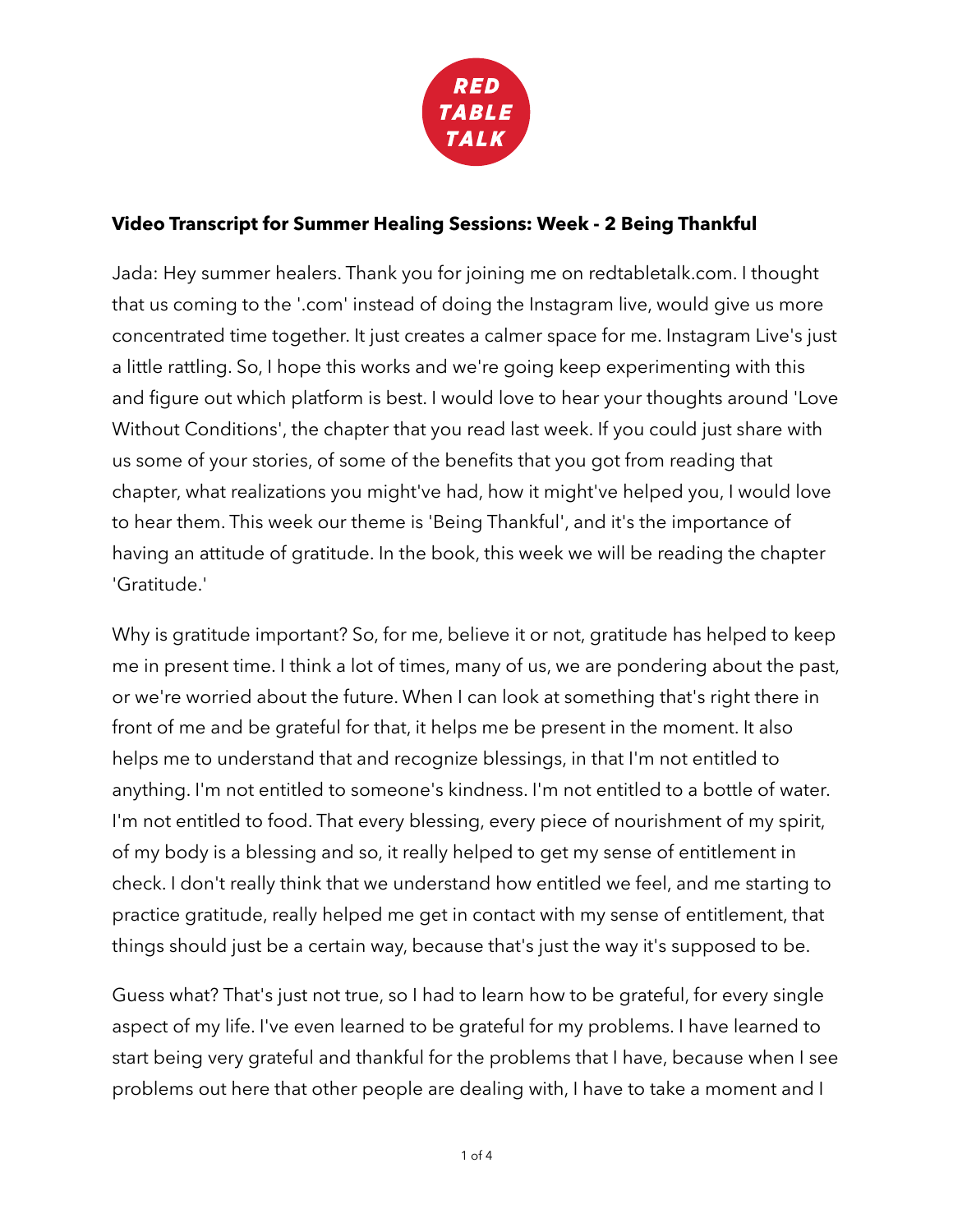**Video Transcript for Summer Healing Sessions: Week - 2 Being Thankful**

Jada: Hey summer healers. Thank you for joining me on redtabletalk.com. I thought that us coming to the '.com' instead of doing the Instagram live, would give us more concentrated time together. It just creates a calmer space for me. Instagram Live's just a little rattling. So, I hope this works and we're going keep experimenting with this and figure out which platform is best. I would love to hear your thoughts around 'Love Without Conditions', the chapter that you read last week. If you could just share with us some of your stories, of some of the benefits that you got from reading that chapter, what realizations you might've had, how it might've helped you, I would love to hear them. This week our theme is 'Being Thankful', and it's the importance of having an attitude of gratitude. In the book, this week we will be reading the chapter 'Gratitude.'

Why is gratitude important? So, for me, believe it or not, gratitude has helped to keep me in present time. I think a lot of times, many of us, we are pondering about the past, or we're worried about the future. When I can look at something that's right there in front of me and be grateful for that, it helps me be present in the moment. It also helps me to understand that and recognize blessings, in that I'm not entitled to anything. I'm not entitled to someone's kindness. I'm not entitled to a bottle of water. I'm not entitled to food. That every blessing, every piece of nourishment of my spirit, of my body is a blessing and so, it really helped to get my sense of entitlement in check. I don't really think that we understand how entitled we feel, and me starting to practice gratitude, really helped me get in contact with my sense of entitlement, that things should just be a certain way, because that's just the way it's supposed to be.

Guess what? That's just not true, so I had to learn how to be grateful, for every single aspect of my life. I've even learned to be grateful for my problems. I have learned to start being very grateful and thankful for the problems that I have, because when I see problems out here that other people are dealing with, I have to take a moment and I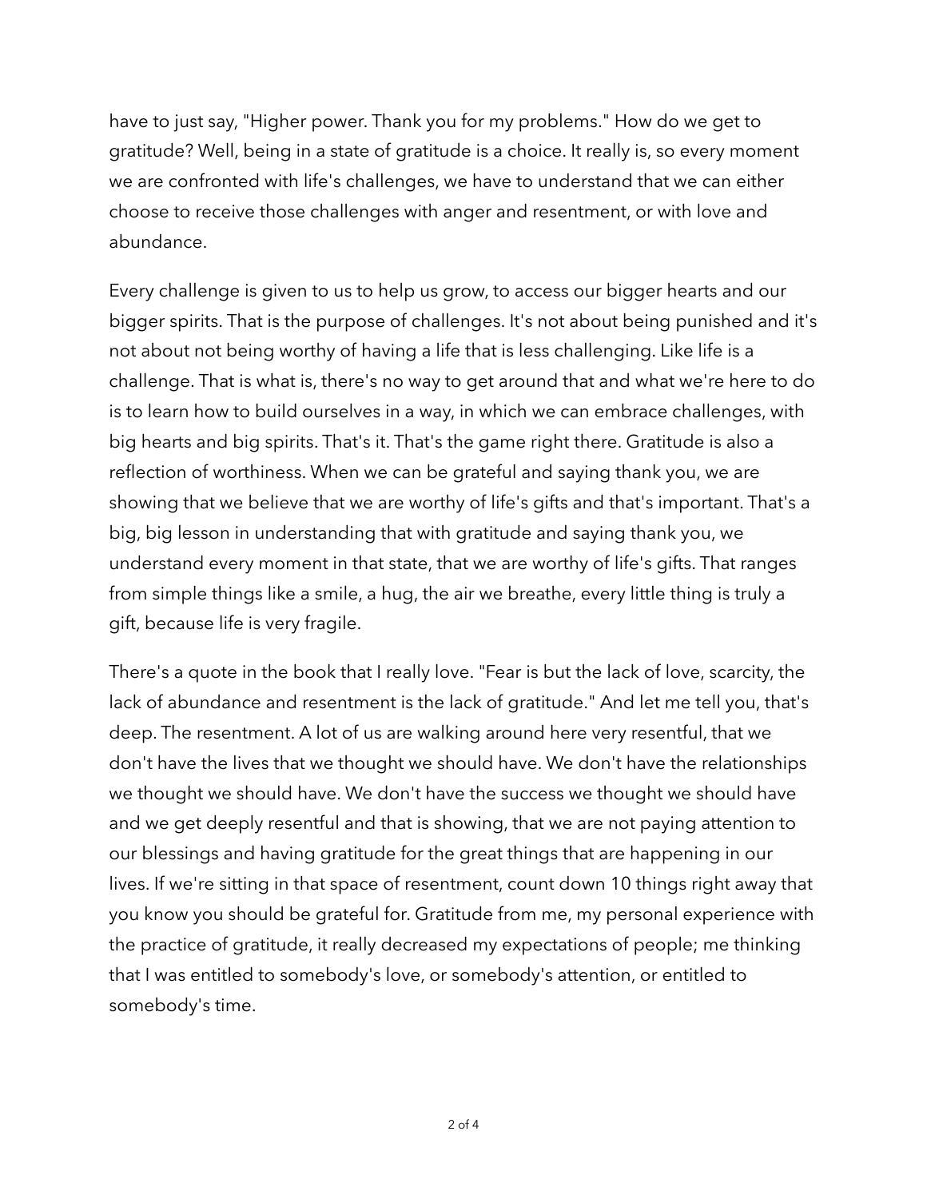have to just say, "Higher power. Thank you for my problems." How do we get to gratitude? Well, being in a state of gratitude is a choice. It really is, so every moment we are confronted with life's challenges, we have to understand that we can either choose to receive those challenges with anger and resentment, or with love and abundance.

Every challenge is given to us to help us grow, to access our bigger hearts and our bigger spirits. That is the purpose of challenges. It's not about being punished and it's not about not being worthy of having a life that is less challenging. Like life is a challenge. That is what is, there's no way to get around that and what we're here to do is to learn how to build ourselves in a way, in which we can embrace challenges, with big hearts and big spirits. That's it. That's the game right there. Gratitude is also a reflection of worthiness. When we can be grateful and saying thank you, we are showing that we believe that we are worthy of life's gifts and that's important. That's a big, big lesson in understanding that with gratitude and saying thank you, we understand every moment in that state, that we are worthy of life's gifts. That ranges from simple things like a smile, a hug, the air we breathe, every little thing is truly a gift, because life is very fragile.

There's a quote in the book that I really love. "Fear is but the lack of love, scarcity, the lack of abundance and resentment is the lack of gratitude." And let me tell you, that's deep. The resentment. A lot of us are walking around here very resentful, that we don't have the lives that we thought we should have. We don't have the relationships we thought we should have. We don't have the success we thought we should have and we get deeply resentful and that is showing, that we are not paying attention to our blessings and having gratitude for the great things that are happening in our lives. If we're sitting in that space of resentment, count down 10 things right away that you know you should be grateful for. Gratitude from me, my personal experience with the practice of gratitude, it really decreased my expectations of people; me thinking that I was entitled to somebody's love, or somebody's attention, or entitled to somebody's time.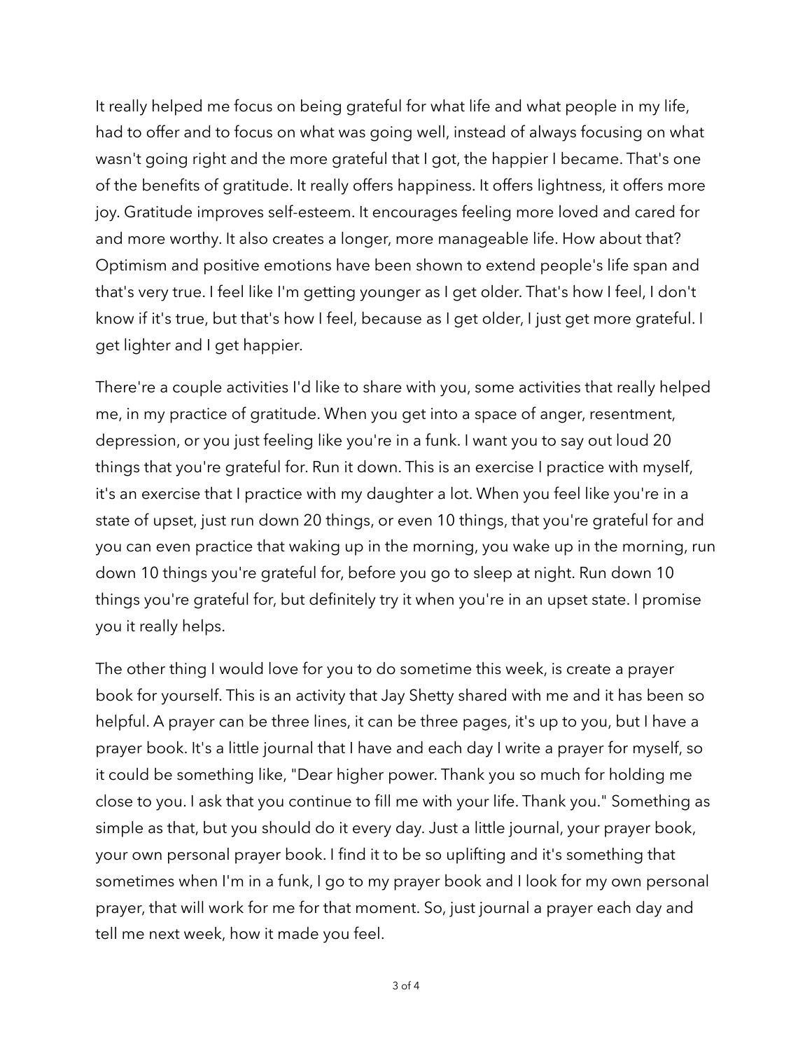It really helped me focus on being grateful for what life and what people in my life, had to offer and to focus on what was going well, instead of always focusing on what wasn't going right and the more grateful that I got, the happier I became. That's one of the benefits of gratitude. It really offers happiness. It offers lightness, it offers more joy. Gratitude improves self-esteem. It encourages feeling more loved and cared for and more worthy. It also creates a longer, more manageable life. How about that? Optimism and positive emotions have been shown to extend people's life span and that's very true. I feel like I'm getting younger as I get older. That's how I feel, I don't know if it's true, but that's how I feel, because as I get older, I just get more grateful. I get lighter and I get happier.

There're a couple activities I'd like to share with you, some activities that really helped me, in my practice of gratitude. When you get into a space of anger, resentment, depression, or you just feeling like you're in a funk. I want you to say out loud 20 things that you're grateful for. Run it down. This is an exercise I practice with myself, it's an exercise that I practice with my daughter a lot. When you feel like you're in a state of upset, just run down 20 things, or even 10 things, that you're grateful for and you can even practice that waking up in the morning, you wake up in the morning, run down 10 things you're grateful for, before you go to sleep at night. Run down 10 things you're grateful for, but definitely try it when you're in an upset state. I promise you it really helps.

The other thing I would love for you to do sometime this week, is create a prayer book for yourself. This is an activity that Jay Shetty shared with me and it has been so helpful. A prayer can be three lines, it can be three pages, it's up to you, but I have a prayer book. It's a little journal that I have and each day I write a prayer for myself, so it could be something like, "Dear higher power. Thank you so much for holding me close to you. I ask that you continue to fill me with your life. Thank you." Something as simple as that, but you should do it every day. Just a little journal, your prayer book, your own personal prayer book. I find it to be so uplifting and it's something that sometimes when I'm in a funk, I go to my prayer book and I look for my own personal prayer, that will work for me for that moment. So, just journal a prayer each day and tell me next week, how it made you feel.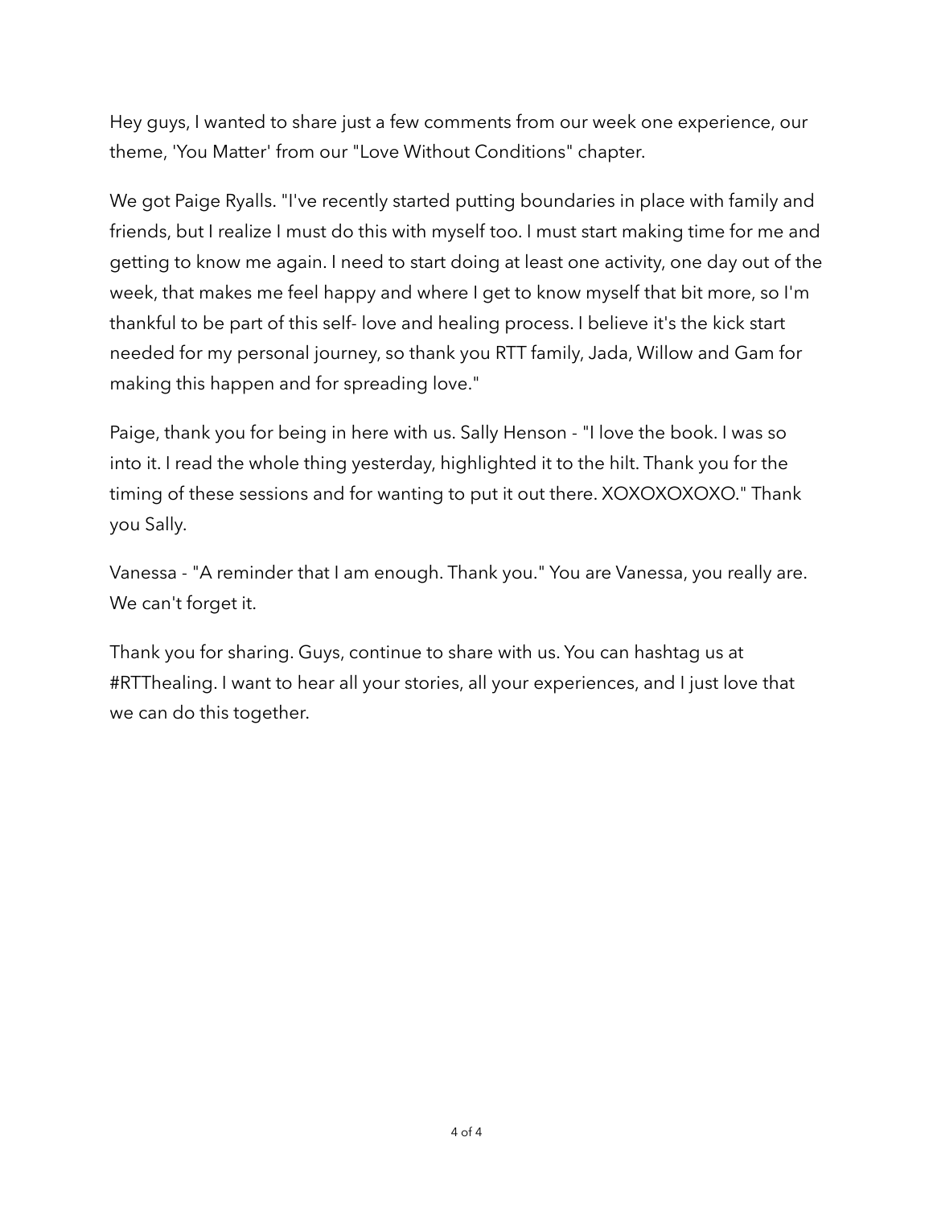Hey guys, I wanted to share just a few comments from our week one experience, our theme, 'You Matter' from our "Love Without Conditions" chapter.

We got Paige Ryalls. "I've recently started putting boundaries in place with family and friends, but I realize I must do this with myself too. I must start making time for me and getting to know me again. I need to start doing at least one activity, one day out of the week, that makes me feel happy and where I get to know myself that bit more, so I'm thankful to be part of this self- love and healing process. I believe it's the kick start needed for my personal journey, so thank you RTT family, Jada, Willow and Gam for making this happen and for spreading love."

Paige, thank you for being in here with us. Sally Henson - "I love the book. I was so into it. I read the whole thing yesterday, highlighted it to the hilt. Thank you for the timing of these sessions and for wanting to put it out there. XOXOXOXOXO." Thank you Sally.

Vanessa - "A reminder that I am enough. Thank you." You are Vanessa, you really are. We can't forget it.

Thank you for sharing. Guys, continue to share with us. You can hashtag us at #RTThealing. I want to hear all your stories, all your experiences, and I just love that we can do this together.